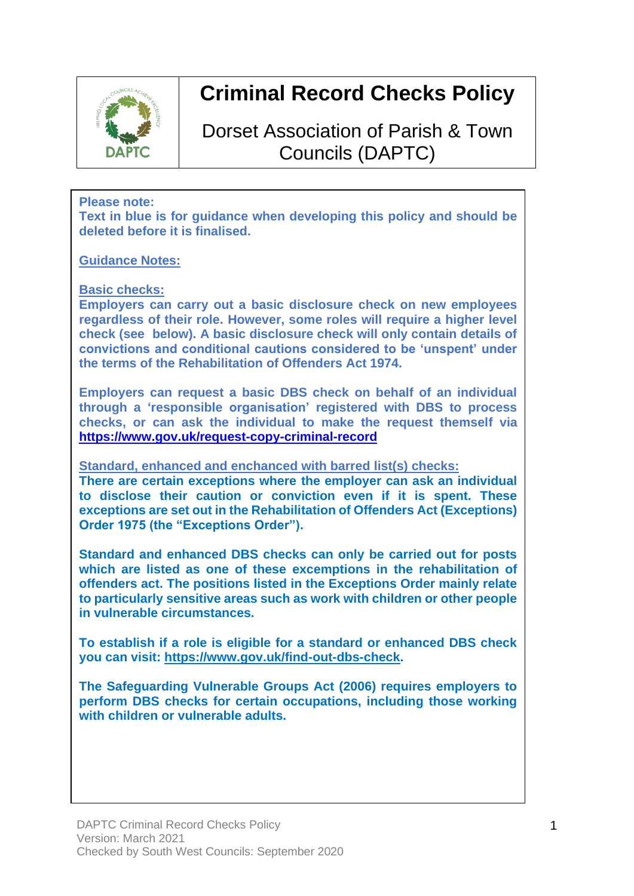# Criminal Record Checks Policy

Dorset Association of Parish & Town Councils (DAPTC)

**Please note:**
**Text in blue is for guidance when developing this policy and should be deleted before it is finalised.**

**Guidance Notes:**

**Basic checks:**
**Employers can carry out a basic disclosure check on new employees regardless of their role. However, some roles will require a higher level check (see below). A basic disclosure check will only contain details of convictions and conditional cautions considered to be 'unspent' under the terms of the Rehabilitation of Offenders Act 1974.**

**Employers can request a basic DBS check on behalf of an individual through a 'responsible organisation' registered with DBS to process checks, or can ask the individual to make the request themself via https://www.gov.uk/request-copy-criminal-record**

**Standard, enhanced and enchanced with barred list(s) checks:**
**There are certain exceptions where the employer can ask an individual to disclose their caution or conviction even if it is spent. These exceptions are set out in the Rehabilitation of Offenders Act (Exceptions) Order 1975 (the "Exceptions Order").**

**Standard and enhanced DBS checks can only be carried out for posts which are listed as one of these exceptions in the rehabilitation of offenders act. The positions listed in the Exceptions Order mainly relate to particularly sensitive areas such as work with children or other people in vulnerable circumstances.**

**To establish if a role is eligible for a standard or enhanced DBS check you can visit: https://www.gov.uk/find-out-dbs-check.**

**The Safeguarding Vulnerable Groups Act (2006) requires employers to perform DBS checks for certain occupations, including those working with children or vulnerable adults.**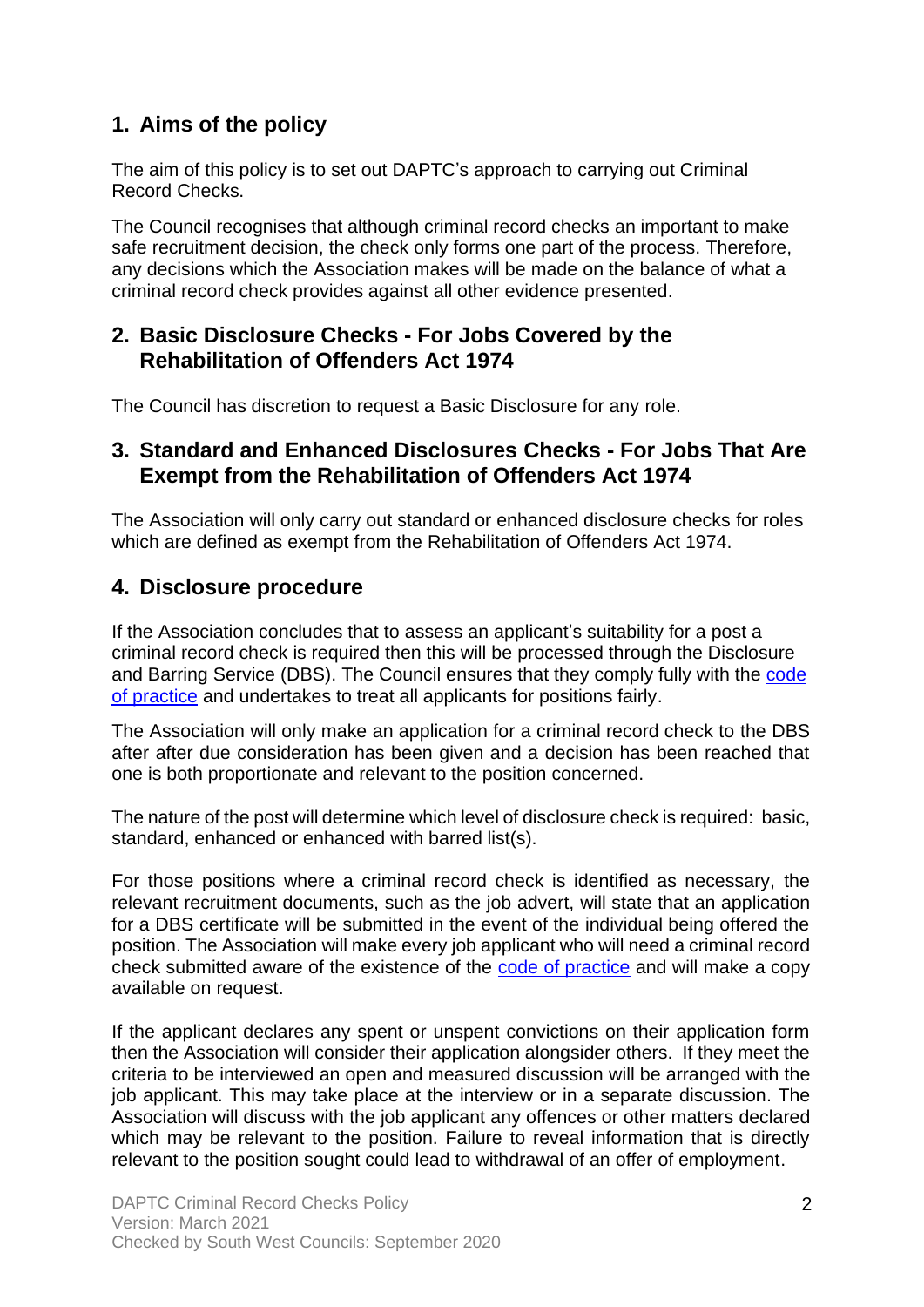## 1. Aims of the policy

The aim of this policy is to set out DAPTC's approach to carrying out Criminal Record Checks.

The Council recognises that although criminal record checks an important to make safe recruitment decision, the check only forms one part of the process. Therefore, any decisions which the Association makes will be made on the balance of what a criminal record check provides against all other evidence presented.

## 2. Basic Disclosure Checks - For Jobs Covered by the Rehabilitation of Offenders Act 1974

The Council has discretion to request a Basic Disclosure for any role.

## 3. Standard and Enhanced Disclosures Checks - For Jobs That Are Exempt from the Rehabilitation of Offenders Act 1974

The Association will only carry out standard or enhanced disclosure checks for roles which are defined as exempt from the Rehabilitation of Offenders Act 1974.

## 4. Disclosure procedure

If the Association concludes that to assess an applicant's suitability for a post a criminal record check is required then this will be processed through the Disclosure and Barring Service (DBS). The Council ensures that they comply fully with the code of practice and undertakes to treat all applicants for positions fairly.

The Association will only make an application for a criminal record check to the DBS after after due consideration has been given and a decision has been reached that one is both proportionate and relevant to the position concerned.

The nature of the post will determine which level of disclosure check is required: basic, standard, enhanced or enhanced with barred list(s).

For those positions where a criminal record check is identified as necessary, the relevant recruitment documents, such as the job advert, will state that an application for a DBS certificate will be submitted in the event of the individual being offered the position. The Association will make every job applicant who will need a criminal record check submitted aware of the existence of the code of practice and will make a copy available on request.

If the applicant declares any spent or unspent convictions on their application form then the Association will consider their application alongsider others. If they meet the criteria to be interviewed an open and measured discussion will be arranged with the job applicant. This may take place at the interview or in a separate discussion. The Association will discuss with the job applicant any offences or other matters declared which may be relevant to the position. Failure to reveal information that is directly relevant to the position sought could lead to withdrawal of an offer of employment.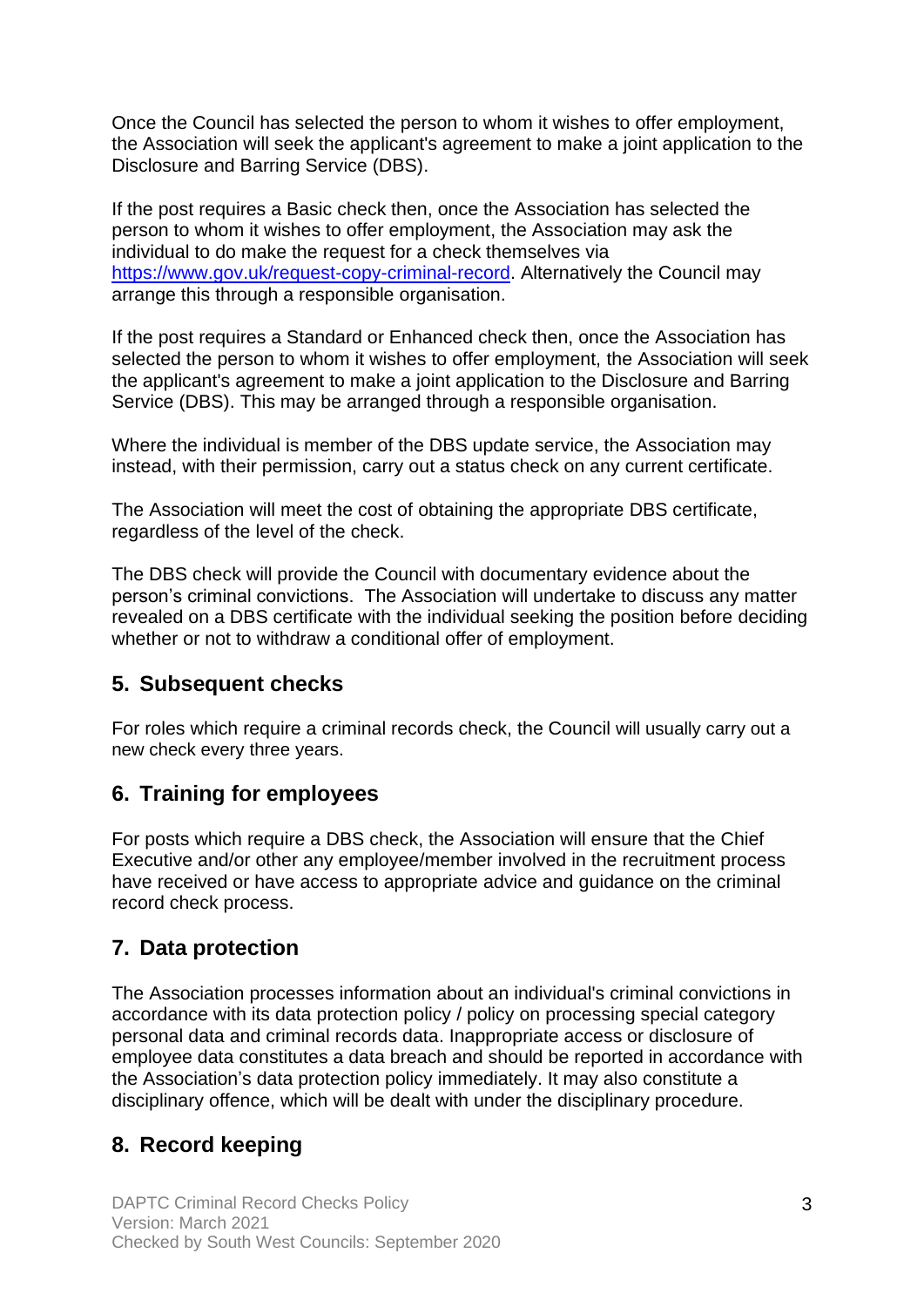Once the Council has selected the person to whom it wishes to offer employment, the Association will seek the applicant's agreement to make a joint application to the Disclosure and Barring Service (DBS).

If the post requires a Basic check then, once the Association has selected the person to whom it wishes to offer employment, the Association may ask the individual to do make the request for a check themselves via [https://www.gov.uk/request-copy-criminal-record](https://www.gov.uk/request-copy-criminal-record). Alternatively the Council may arrange this through a responsible organisation.

If the post requires a Standard or Enhanced check then, once the Association has selected the person to whom it wishes to offer employment, the Association will seek the applicant's agreement to make a joint application to the Disclosure and Barring Service (DBS). This may be arranged through a responsible organisation.

Where the individual is member of the DBS update service, the Association may instead, with their permission, carry out a status check on any current certificate.

The Association will meet the cost of obtaining the appropriate DBS certificate, regardless of the level of the check.

The DBS check will provide the Council with documentary evidence about the person's criminal convictions. The Association will undertake to discuss any matter revealed on a DBS certificate with the individual seeking the position before deciding whether or not to withdraw a conditional offer of employment.

## 5. Subsequent checks

For roles which require a criminal records check, the Council will usually carry out a new check every three years.

## 6. Training for employees

For posts which require a DBS check, the Association will ensure that the Chief Executive and/or other any employee/member involved in the recruitment process have received or have access to appropriate advice and guidance on the criminal record check process.

## 7. Data protection

The Association processes information about an individual's criminal convictions in accordance with its data protection policy / policy on processing special category personal data and criminal records data. Inappropriate access or disclosure of employee data constitutes a data breach and should be reported in accordance with the Association's data protection policy immediately. It may also constitute a disciplinary offence, which will be dealt with under the disciplinary procedure.

## 8. Record keeping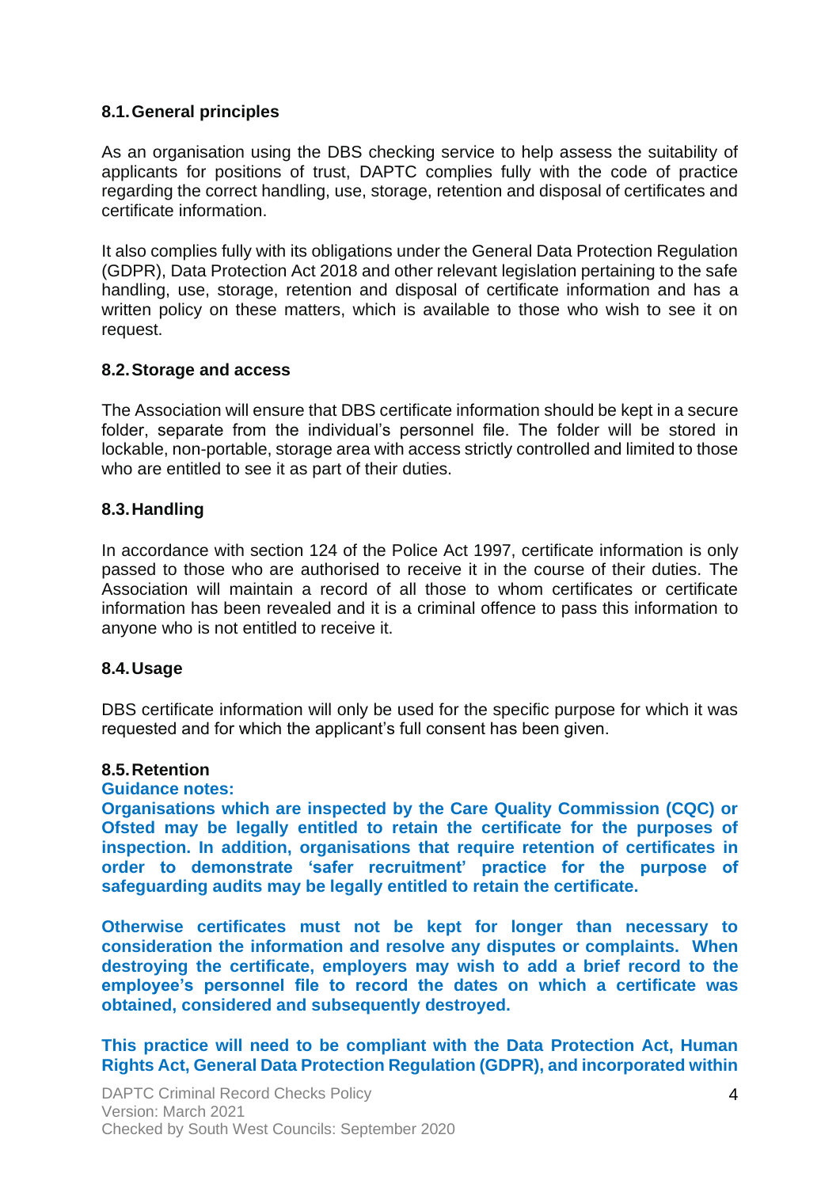### 8.1. General principles

As an organisation using the DBS checking service to help assess the suitability of applicants for positions of trust, DAPTC complies fully with the code of practice regarding the correct handling, use, storage, retention and disposal of certificates and certificate information.

It also complies fully with its obligations under the General Data Protection Regulation (GDPR), Data Protection Act 2018 and other relevant legislation pertaining to the safe handling, use, storage, retention and disposal of certificate information and has a written policy on these matters, which is available to those who wish to see it on request.

### 8.2. Storage and access

The Association will ensure that DBS certificate information should be kept in a secure folder, separate from the individual's personnel file. The folder will be stored in lockable, non-portable, storage area with access strictly controlled and limited to those who are entitled to see it as part of their duties.

### 8.3. Handling

In accordance with section 124 of the Police Act 1997, certificate information is only passed to those who are authorised to receive it in the course of their duties. The Association will maintain a record of all those to whom certificates or certificate information has been revealed and it is a criminal offence to pass this information to anyone who is not entitled to receive it.

### 8.4. Usage

DBS certificate information will only be used for the specific purpose for which it was requested and for which the applicant's full consent has been given.

### 8.5. Retention

**Guidance notes:**
**Organisations which are inspected by the Care Quality Commission (CQC) or Ofsted may be legally entitled to retain the certificate for the purposes of inspection. In addition, organisations that require retention of certificates in order to demonstrate 'safer recruitment' practice for the purpose of safeguarding audits may be legally entitled to retain the certificate.**

**Otherwise certificates must not be kept for longer than necessary to consideration the information and resolve any disputes or complaints. When destroying the certificate, employers may wish to add a brief record to the employee's personnel file to record the dates on which a certificate was obtained, considered and subsequently destroyed.**

**This practice will need to be compliant with the Data Protection Act, Human Rights Act, General Data Protection Regulation (GDPR), and incorporated within**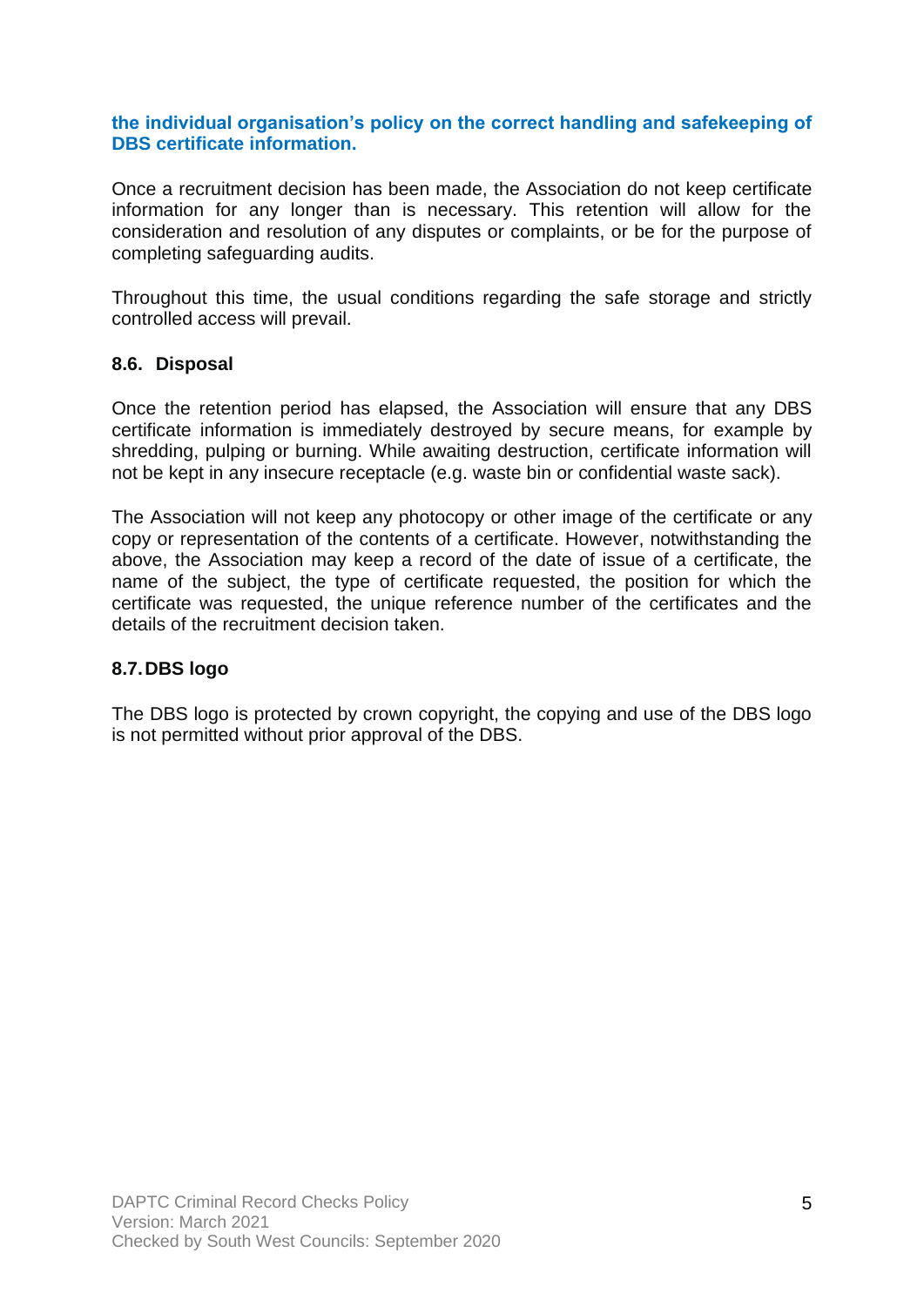**the individual organisation's policy on the correct handling and safekeeping of DBS certificate information.**

Once a recruitment decision has been made, the Association do not keep certificate information for any longer than is necessary. This retention will allow for the consideration and resolution of any disputes or complaints, or be for the purpose of completing safeguarding audits.

Throughout this time, the usual conditions regarding the safe storage and strictly controlled access will prevail.

### 8.6. Disposal

Once the retention period has elapsed, the Association will ensure that any DBS certificate information is immediately destroyed by secure means, for example by shredding, pulping or burning. While awaiting destruction, certificate information will not be kept in any insecure receptacle (e.g. waste bin or confidential waste sack).

The Association will not keep any photocopy or other image of the certificate or any copy or representation of the contents of a certificate. However, notwithstanding the above, the Association may keep a record of the date of issue of a certificate, the name of the subject, the type of certificate requested, the position for which the certificate was requested, the unique reference number of the certificates and the details of the recruitment decision taken.

### 8.7. DBS logo

The DBS logo is protected by crown copyright, the copying and use of the DBS logo is not permitted without prior approval of the DBS.